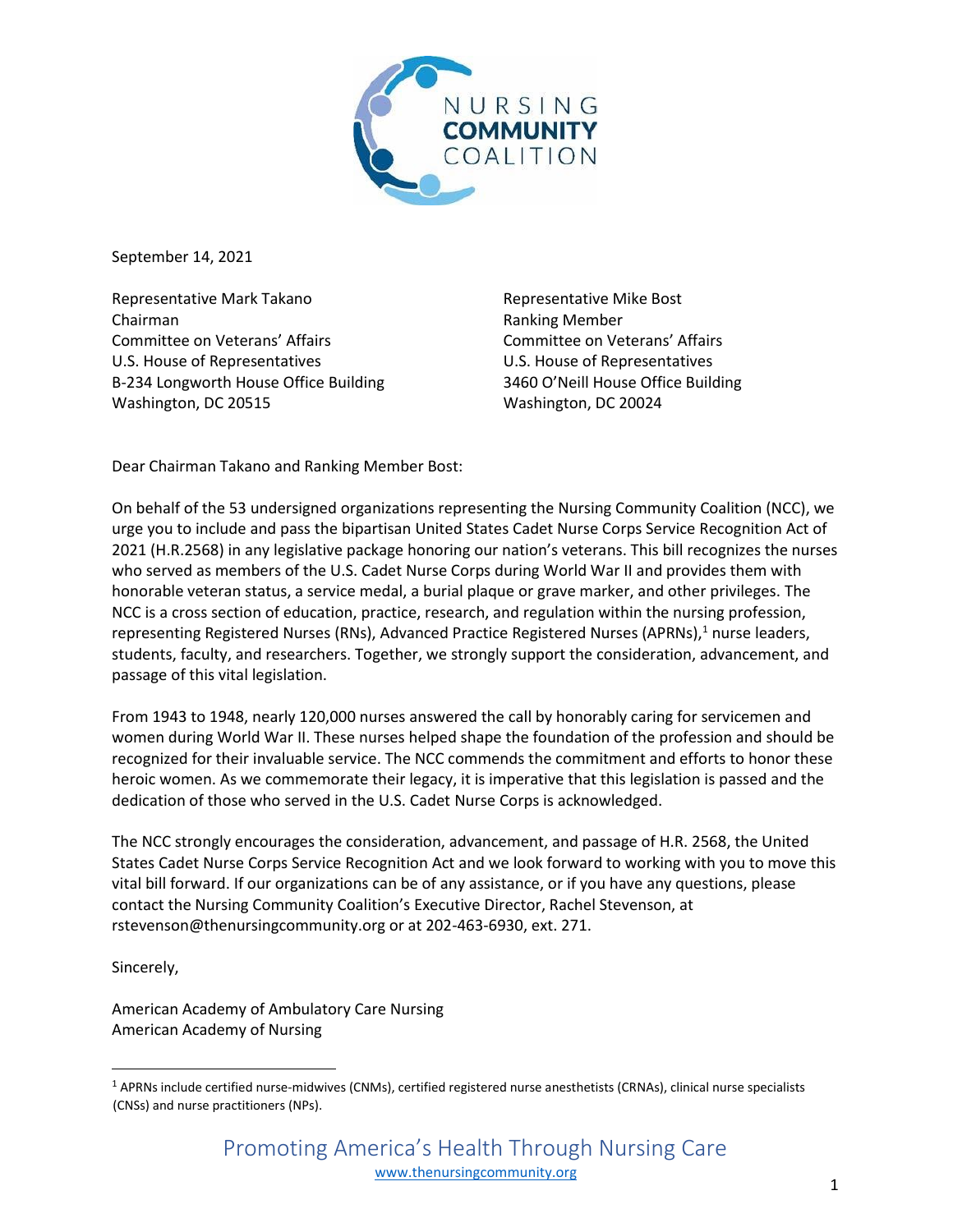NURSING
**COMMUNITY**
COALITION

September 14, 2021

Representative Mark Takano
Chairman
Committee on Veterans' Affairs
U.S. House of Representatives
B-234 Longworth House Office Building
Washington, DC 20515

Representative Mike Bost
Ranking Member
Committee on Veterans' Affairs
U.S. House of Representatives
3460 O'Neill House Office Building
Washington, DC 20024

Dear Chairman Takano and Ranking Member Bost:

On behalf of the 53 undersigned organizations representing the Nursing Community Coalition (NCC), we urge you to include and pass the bipartisan United States Cadet Nurse Corps Service Recognition Act of 2021 (H.R.2568) in any legislative package honoring our nation's veterans. This bill recognizes the nurses who served as members of the U.S. Cadet Nurse Corps during World War II and provides them with honorable veteran status, a service medal, a burial plaque or grave marker, and other privileges. The NCC is a cross section of education, practice, research, and regulation within the nursing profession, representing Registered Nurses (RNs), Advanced Practice Registered Nurses (APRNs),[1] nurse leaders, students, faculty, and researchers. Together, we strongly support the consideration, advancement, and passage of this vital legislation.

From 1943 to 1948, nearly 120,000 nurses answered the call by honorably caring for servicemen and women during World War II. These nurses helped shape the foundation of the profession and should be recognized for their invaluable service. The NCC commends the commitment and efforts to honor these heroic women. As we commemorate their legacy, it is imperative that this legislation is passed and the dedication of those who served in the U.S. Cadet Nurse Corps is acknowledged.

The NCC strongly encourages the consideration, advancement, and passage of H.R. 2568, the United States Cadet Nurse Corps Service Recognition Act and we look forward to working with you to move this vital bill forward. If our organizations can be of any assistance, or if you have any questions, please contact the Nursing Community Coalition's Executive Director, Rachel Stevenson, at rstevenson@thenursingcommunity.org or at 202-463-6930, ext. 271.

Sincerely,

American Academy of Ambulatory Care Nursing
American Academy of Nursing

---

[1] APRNs include certified nurse-midwives (CNMs), certified registered nurse anesthetists (CRNAs), clinical nurse specialists (CNSs) and nurse practitioners (NPs).

Promoting America's Health Through Nursing Care
www.thenursingcommunity.org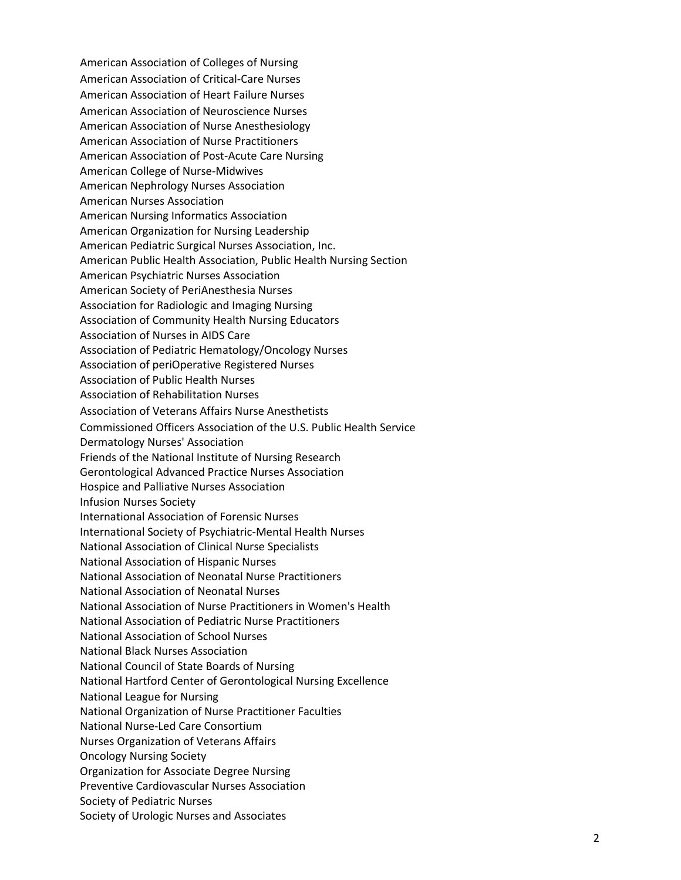American Association of Colleges of Nursing
American Association of Critical-Care Nurses
American Association of Heart Failure Nurses
American Association of Neuroscience Nurses
American Association of Nurse Anesthesiology
American Association of Nurse Practitioners
American Association of Post-Acute Care Nursing
American College of Nurse-Midwives
American Nephrology Nurses Association
American Nurses Association
American Nursing Informatics Association
American Organization for Nursing Leadership
American Pediatric Surgical Nurses Association, Inc.
American Public Health Association, Public Health Nursing Section
American Psychiatric Nurses Association
American Society of PeriAnesthesia Nurses
Association for Radiologic and Imaging Nursing
Association of Community Health Nursing Educators
Association of Nurses in AIDS Care
Association of Pediatric Hematology/Oncology Nurses
Association of periOperative Registered Nurses
Association of Public Health Nurses
Association of Rehabilitation Nurses
Association of Veterans Affairs Nurse Anesthetists
Commissioned Officers Association of the U.S. Public Health Service
Dermatology Nurses' Association
Friends of the National Institute of Nursing Research
Gerontological Advanced Practice Nurses Association
Hospice and Palliative Nurses Association
Infusion Nurses Society
International Association of Forensic Nurses
International Society of Psychiatric-Mental Health Nurses
National Association of Clinical Nurse Specialists
National Association of Hispanic Nurses
National Association of Neonatal Nurse Practitioners
National Association of Neonatal Nurses
National Association of Nurse Practitioners in Women's Health
National Association of Pediatric Nurse Practitioners
National Association of School Nurses
National Black Nurses Association
National Council of State Boards of Nursing
National Hartford Center of Gerontological Nursing Excellence
National League for Nursing
National Organization of Nurse Practitioner Faculties
National Nurse-Led Care Consortium
Nurses Organization of Veterans Affairs
Oncology Nursing Society
Organization for Associate Degree Nursing
Preventive Cardiovascular Nurses Association
Society of Pediatric Nurses
Society of Urologic Nurses and Associates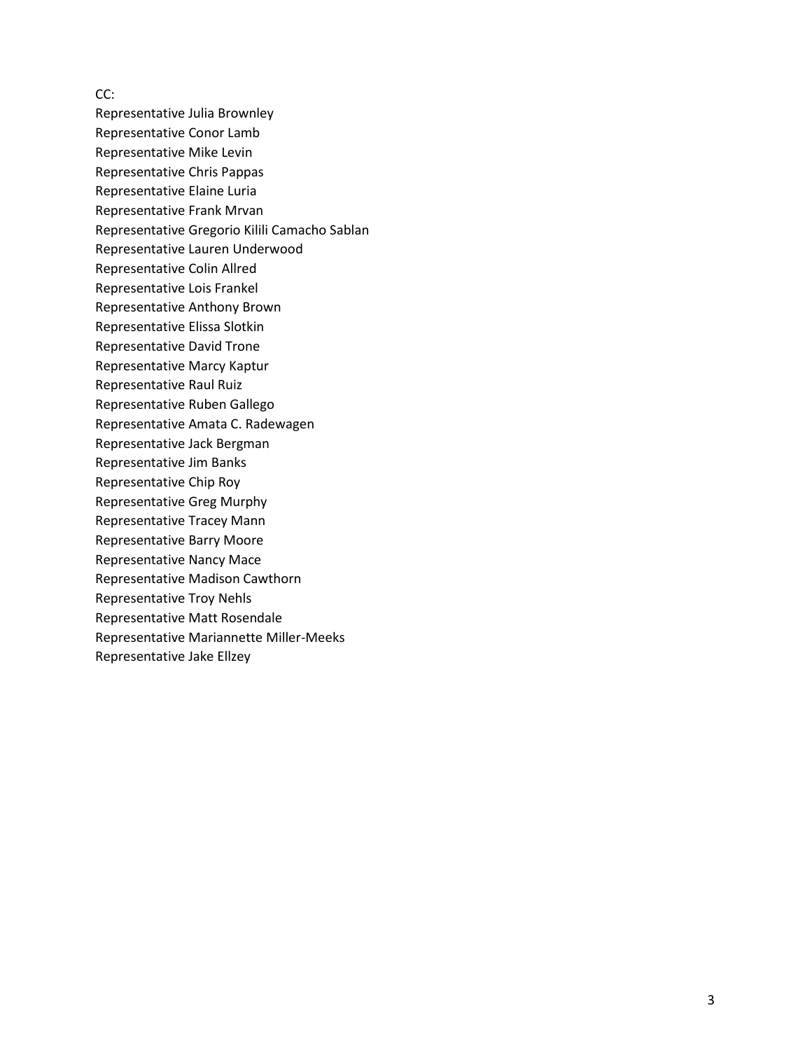CC:

Representative Julia Brownley
Representative Conor Lamb
Representative Mike Levin
Representative Chris Pappas
Representative Elaine Luria
Representative Frank Mrvan
Representative Gregorio Kilili Camacho Sablan
Representative Lauren Underwood
Representative Colin Allred
Representative Lois Frankel
Representative Anthony Brown
Representative Elissa Slotkin
Representative David Trone
Representative Marcy Kaptur
Representative Raul Ruiz
Representative Ruben Gallego
Representative Amata C. Radewagen
Representative Jack Bergman
Representative Jim Banks
Representative Chip Roy
Representative Greg Murphy
Representative Tracey Mann
Representative Barry Moore
Representative Nancy Mace
Representative Madison Cawthorn
Representative Troy Nehls
Representative Matt Rosendale
Representative Mariannette Miller-Meeks
Representative Jake Ellzey